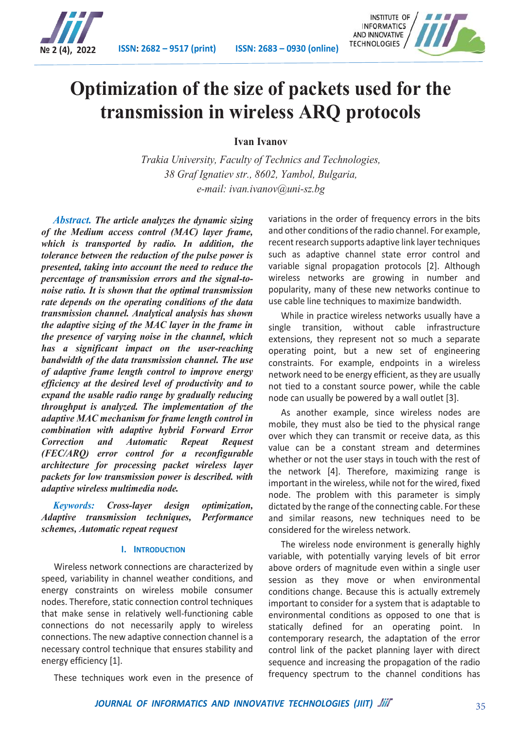# Optimization of the size of packets used for the transmission in wireless ARQ protocols

**Ivan Ivanov**

*Trakia University, Faculty of Technics and Technologies,*
*38 Graf Ignatiev str., 8602, Yambol, Bulgaria,*
*e-mail: ivan.ivanov@uni-sz.bg*

***Abstract.*** ***The article analyzes the dynamic sizing of the Medium access control (MAC) layer frame, which is transported by radio. In addition, the tolerance between the reduction of the pulse power is presented, taking into account the need to reduce the percentage of transmission errors and the signal-to-noise ratio. It is shown that the optimal transmission rate depends on the operating conditions of the data transmission channel. Analytical analysis has shown the adaptive sizing of the MAC layer in the frame in the presence of varying noise in the channel, which has a significant impact on the user-reaching bandwidth of the data transmission channel. The use of adaptive frame length control to improve energy efficiency at the desired level of productivity and to expand the usable radio range by gradually reducing throughput is analyzed. The implementation of the adaptive MAC mechanism for frame length control in combination with adaptive hybrid Forward Error Correction and Automatic Repeat Request (FEC/ARQ) error control for a reconfigurable architecture for processing packet wireless layer packets for low transmission power is described. with adaptive wireless multimedia node.***

***Keywords:*** ***Cross-layer design optimization, Adaptive transmission techniques, Performance schemes, Automatic repeat request***

## I. Introduction

Wireless network connections are characterized by speed, variability in channel weather conditions, and energy constraints on wireless mobile consumer nodes. Therefore, static connection control techniques that make sense in relatively well-functioning cable connections do not necessarily apply to wireless connections. The new adaptive connection channel is a necessary control technique that ensures stability and energy efficiency [1].

These techniques work even in the presence of variations in the order of frequency errors in the bits and other conditions of the radio channel. For example, recent research supports adaptive link layer techniques such as adaptive channel state error control and variable signal propagation protocols [2]. Although wireless networks are growing in number and popularity, many of these new networks continue to use cable line techniques to maximize bandwidth.

While in practice wireless networks usually have a single transition, without cable infrastructure extensions, they represent not so much a separate operating point, but a new set of engineering constraints. For example, endpoints in a wireless network need to be energy efficient, as they are usually not tied to a constant source power, while the cable node can usually be powered by a wall outlet [3].

As another example, since wireless nodes are mobile, they must also be tied to the physical range over which they can transmit or receive data, as this value can be a constant stream and determines whether or not the user stays in touch with the rest of the network [4]. Therefore, maximizing range is important in the wireless, while not for the wired, fixed node. The problem with this parameter is simply dictated by the range of the connecting cable. For these and similar reasons, new techniques need to be considered for the wireless network.

The wireless node environment is generally highly variable, with potentially varying levels of bit error above orders of magnitude even within a single user session as they move or when environmental conditions change. Because this is actually extremely important to consider for a system that is adaptable to environmental conditions as opposed to one that is statically defined for an operating point. In contemporary research, the adaptation of the error control link of the packet planning layer with direct sequence and increasing the propagation of the radio frequency spectrum to the channel conditions has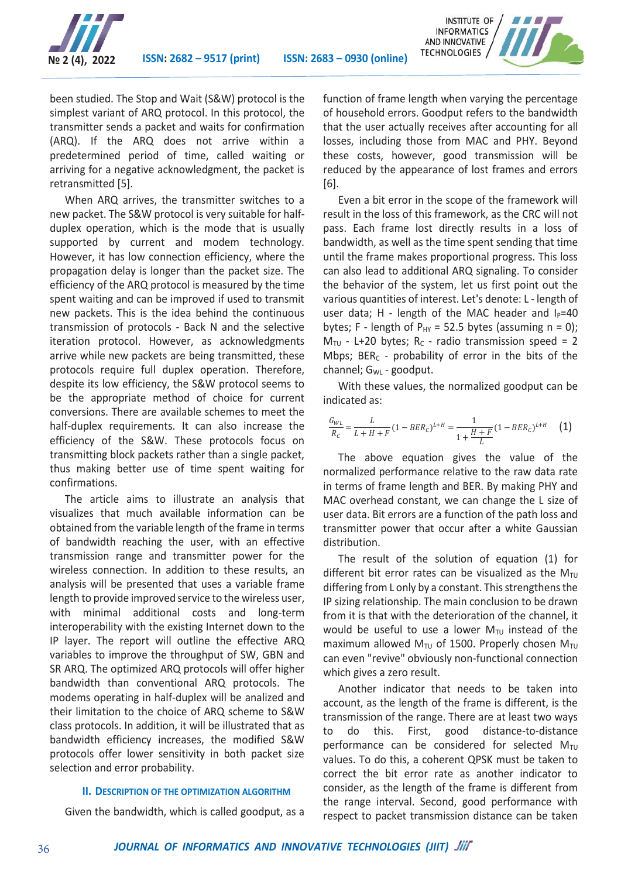been studied. The Stop and Wait (S&W) protocol is the simplest variant of ARQ protocol. In this protocol, the transmitter sends a packet and waits for confirmation (ARQ). If the ARQ does not arrive within a predetermined period of time, called waiting or arriving for a negative acknowledgment, the packet is retransmitted [5].

When ARQ arrives, the transmitter switches to a new packet. The S&W protocol is very suitable for half-duplex operation, which is the mode that is usually supported by current and modem technology. However, it has low connection efficiency, where the propagation delay is longer than the packet size. The efficiency of the ARQ protocol is measured by the time spent waiting and can be improved if used to transmit new packets. This is the idea behind the continuous transmission of protocols - Back N and the selective iteration protocol. However, as acknowledgments arrive while new packets are being transmitted, these protocols require full duplex operation. Therefore, despite its low efficiency, the S&W protocol seems to be the appropriate method of choice for current conversions. There are available schemes to meet the half-duplex requirements. It can also increase the efficiency of the S&W. These protocols focus on transmitting block packets rather than a single packet, thus making better use of time spent waiting for confirmations.

The article aims to illustrate an analysis that visualizes that much available information can be obtained from the variable length of the frame in terms of bandwidth reaching the user, with an effective transmission range and transmitter power for the wireless connection. In addition to these results, an analysis will be presented that uses a variable frame length to provide improved service to the wireless user, with minimal additional costs and long-term interoperability with the existing Internet down to the IP layer. The report will outline the effective ARQ variables to improve the throughput of SW, GBN and SR ARQ. The optimized ARQ protocols will offer higher bandwidth than conventional ARQ protocols. The modems operating in half-duplex will be analized and their limitation to the choice of ARQ scheme to S&W class protocols. In addition, it will be illustrated that as bandwidth efficiency increases, the modified S&W protocols offer lower sensitivity in both packet size selection and error probability.

## II. Description of the optimization algorithm

Given the bandwidth, which is called goodput, as a function of frame length when varying the percentage of household errors. Goodput refers to the bandwidth that the user actually receives after accounting for all losses, including those from MAC and PHY. Beyond these costs, however, good transmission will be reduced by the appearance of lost frames and errors [6].

Even a bit error in the scope of the framework will result in the loss of this framework, as the CRC will not pass. Each frame lost directly results in a loss of bandwidth, as well as the time spent sending that time until the frame makes proportional progress. This loss can also lead to additional ARQ signaling. To consider the behavior of the system, let us first point out the various quantities of interest. Let's denote: L - length of user data; H - length of the MAC header and $l_P$=40 bytes; F - length of $P_{HY}$ = 52.5 bytes (assuming n = 0); $M_{TU}$ - L+20 bytes; $R_C$ - radio transmission speed = 2 Mbps; $BER_C$ - probability of error in the bits of the channel; $G_{WL}$ - goodput.

With these values, the normalized goodput can be indicated as:

$$\frac{G_{WL}}{R_C} = \frac{L}{L+H+F}(1-BER_C)^{L+H} = \frac{1}{1+\dfrac{H+F}{L}}(1-BER_C)^{L+H} \quad (1)$$

The above equation gives the value of the normalized performance relative to the raw data rate in terms of frame length and BER. By making PHY and MAC overhead constant, we can change the L size of user data. Bit errors are a function of the path loss and transmitter power that occur after a white Gaussian distribution.

The result of the solution of equation (1) for different bit error rates can be visualized as the $M_{TU}$ differing from L only by a constant. This strengthens the IP sizing relationship. The main conclusion to be drawn from it is that with the deterioration of the channel, it would be useful to use a lower $M_{TU}$ instead of the maximum allowed $M_{TU}$ of 1500. Properly chosen $M_{TU}$ can even "revive" obviously non-functional connection which gives a zero result.

Another indicator that needs to be taken into account, as the length of the frame is different, is the transmission of the range. There are at least two ways to do this. First, good distance-to-distance performance can be considered for selected $M_{TU}$ values. To do this, a coherent QPSK must be taken to correct the bit error rate as another indicator to consider, as the length of the frame is different from the range interval. Second, good performance with respect to packet transmission distance can be taken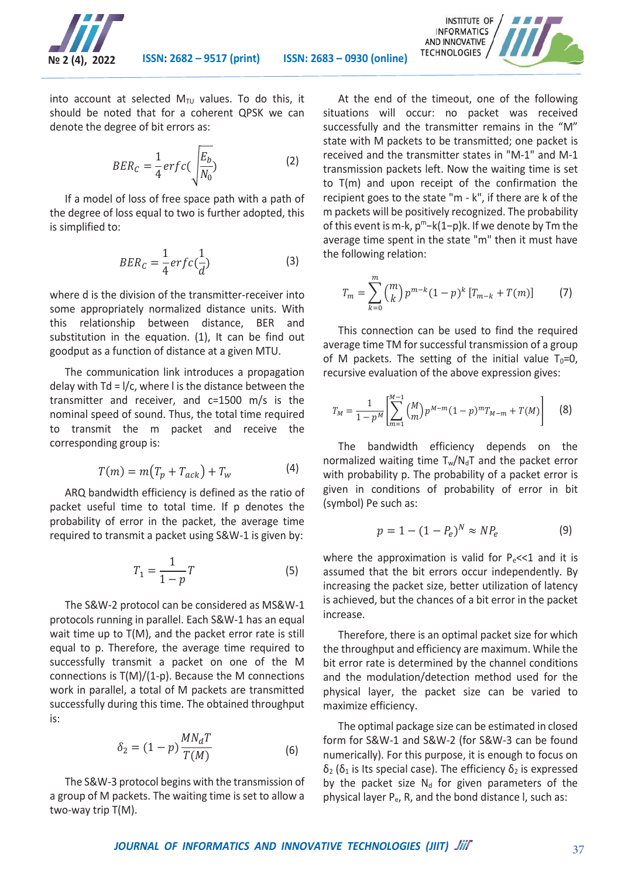into account at selected $M_{TU}$ values. To do this, it should be noted that for a coherent QPSK we can denote the degree of bit errors as:

$$BER_C = \frac{1}{4} erfc(\sqrt{\frac{E_b}{N_0}}) \tag{2}$$

If a model of loss of free space path with a path of the degree of loss equal to two is further adopted, this is simplified to:

$$BER_C = \frac{1}{4} erfc(\frac{1}{d}) \tag{3}$$

where d is the division of the transmitter-receiver into some appropriately normalized distance units. With this relationship between distance, BER and substitution in the equation. (1), It can be find out goodput as a function of distance at a given MTU.

The communication link introduces a propagation delay with Td = l/c, where l is the distance between the transmitter and receiver, and c=1500 m/s is the nominal speed of sound. Thus, the total time required to transmit the m packet and receive the corresponding group is:

$$T(m) = m(T_p + T_{ack}) + T_w \tag{4}$$

ARQ bandwidth efficiency is defined as the ratio of packet useful time to total time. If p denotes the probability of error in the packet, the average time required to transmit a packet using S&W-1 is given by:

$$T_1 = \frac{1}{1-p} T \tag{5}$$

The S&W-2 protocol can be considered as MS&W-1 protocols running in parallel. Each S&W-1 has an equal wait time up to T(M), and the packet error rate is still equal to p. Therefore, the average time required to successfully transmit a packet on one of the M connections is T(M)/(1-p). Because the M connections work in parallel, a total of M packets are transmitted successfully during this time. The obtained throughput is:

$$\delta_2 = (1-p)\frac{MN_dT}{T(M)} \tag{6}$$

The S&W-3 protocol begins with the transmission of a group of M packets. The waiting time is set to allow a two-way trip T(M).

At the end of the timeout, one of the following situations will occur: no packet was received successfully and the transmitter remains in the "M" state with M packets to be transmitted; one packet is received and the transmitter states in "M-1" and M-1 transmission packets left. Now the waiting time is set to T(m) and upon receipt of the confirmation the recipient goes to the state "m - k", if there are k of the m packets will be positively recognized. The probability of this event is m-k, $p^m$–k(1−p)k. If we denote by Tm the average time spent in the state "m" then it must have the following relation:

$$T_m = \sum_{k=0}^{m} \binom{m}{k} p^{m-k}(1-p)^k \left[T_{m-k} + T(m)\right] \tag{7}$$

This connection can be used to find the required average time TM for successful transmission of a group of M packets. The setting of the initial value $T_0$=0, recursive evaluation of the above expression gives:

$$T_M = \frac{1}{1-p^M}\left[\sum_{m=1}^{M-1} \binom{M}{m} p^{M-m}(1-p)^m T_{M-m} + T(M)\right] \tag{8}$$

The bandwidth efficiency depends on the normalized waiting time $T_w/N_dT$ and the packet error with probability p. The probability of a packet error is given in conditions of probability of error in bit (symbol) Pe such as:

$$p = 1 - (1 - P_e)^N \approx NP_e \tag{9}$$

where the approximation is valid for $P_e$<<1 and it is assumed that the bit errors occur independently. By increasing the packet size, better utilization of latency is achieved, but the chances of a bit error in the packet increase.

Therefore, there is an optimal packet size for which the throughput and efficiency are maximum. While the bit error rate is determined by the channel conditions and the modulation/detection method used for the physical layer, the packet size can be varied to maximize efficiency.

The optimal package size can be estimated in closed form for S&W-1 and S&W-2 (for S&W-3 can be found numerically). For this purpose, it is enough to focus on $\delta_2$ ($\delta_1$ is Its special case). The efficiency $\delta_2$ is expressed by the packet size $N_d$ for given parameters of the physical layer $P_e$, R, and the bond distance l, such as: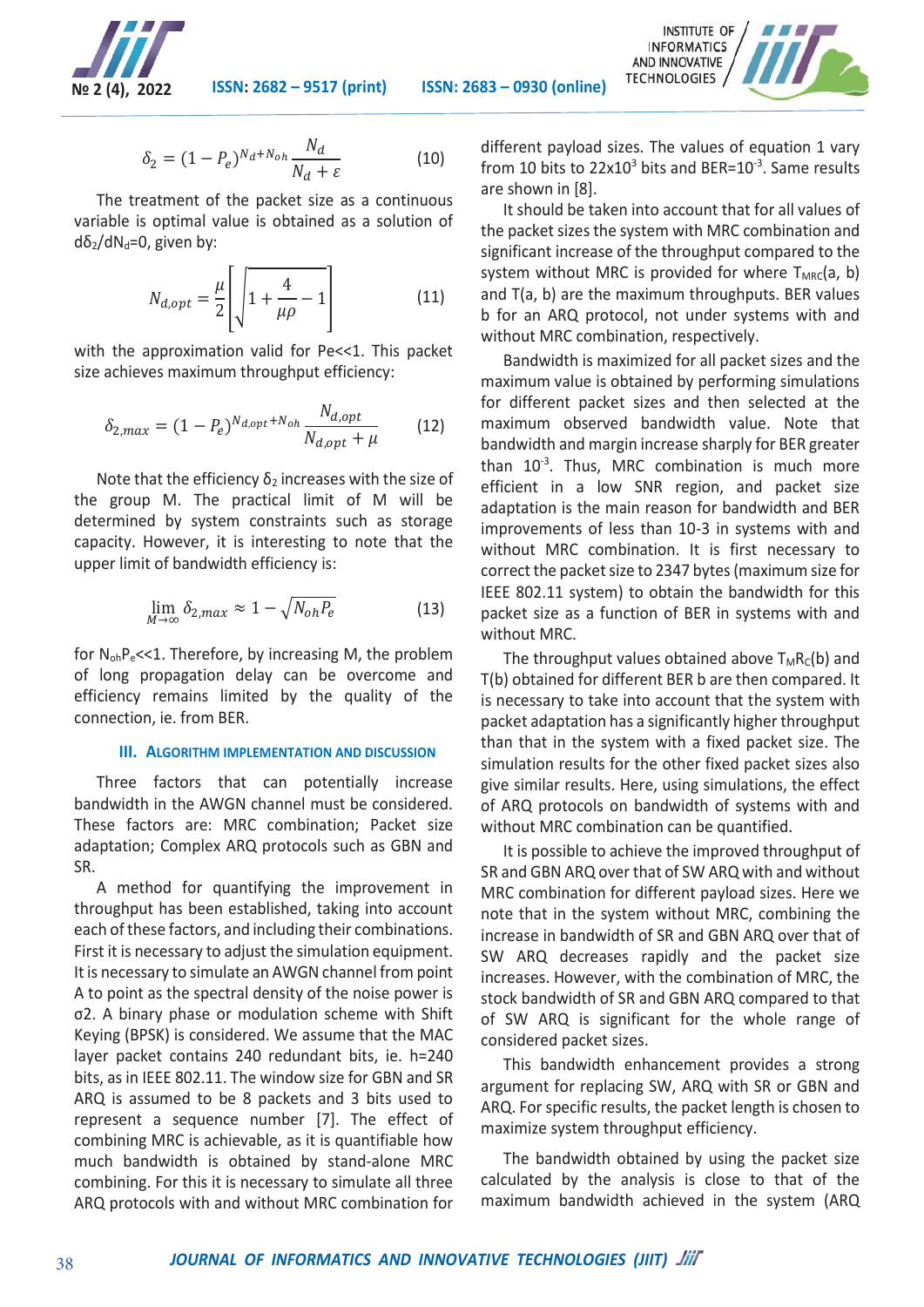$$\delta_2 = (1 - P_e)^{N_d + N_{oh}} \frac{N_d}{N_d + \varepsilon} \tag{10}$$

The treatment of the packet size as a continuous variable is optimal value is obtained as a solution of $d\delta_2/dN_d=0$, given by:

$$N_{d,opt} = \frac{\mu}{2}\left[\sqrt{1 + \frac{4}{\mu\rho}} - 1\right] \tag{11}$$

with the approximation valid for Pe<<1. This packet size achieves maximum throughput efficiency:

$$\delta_{2,max} = (1 - P_e)^{N_{d,opt} + N_{oh}} \frac{N_{d,opt}}{N_{d,opt} + \mu} \tag{12}$$

Note that the efficiency $\delta_2$ increases with the size of the group M. The practical limit of M will be determined by system constraints such as storage capacity. However, it is interesting to note that the upper limit of bandwidth efficiency is:

$$\lim_{M\to\infty} \delta_{2,max} \approx 1 - \sqrt{N_{oh}P_e} \tag{13}$$

for $N_{oh}P_e$<<1. Therefore, by increasing M, the problem of long propagation delay can be overcome and efficiency remains limited by the quality of the connection, ie. from BER.

## III. Algorithm Implementation and Discussion

Three factors that can potentially increase bandwidth in the AWGN channel must be considered. These factors are: MRC combination; Packet size adaptation; Complex ARQ protocols such as GBN and SR.

A method for quantifying the improvement in throughput has been established, taking into account each of these factors, and including their combinations. First it is necessary to adjust the simulation equipment. It is necessary to simulate an AWGN channel from point A to point as the spectral density of the noise power is σ2. A binary phase or modulation scheme with Shift Keying (BPSK) is considered. We assume that the MAC layer packet contains 240 redundant bits, ie. h=240 bits, as in IEEE 802.11. The window size for GBN and SR ARQ is assumed to be 8 packets and 3 bits used to represent a sequence number [7]. The effect of combining MRC is achievable, as it is quantifiable how much bandwidth is obtained by stand-alone MRC combining. For this it is necessary to simulate all three ARQ protocols with and without MRC combination for different payload sizes. The values of equation 1 vary from 10 bits to $22x10^3$ bits and BER=$10^{-3}$. Same results are shown in [8].

It should be taken into account that for all values of the packet sizes the system with MRC combination and significant increase of the throughput compared to the system without MRC is provided for where $T_{MRC}(a, b)$ and T(a, b) are the maximum throughputs. BER values b for an ARQ protocol, not under systems with and without MRC combination, respectively.

Bandwidth is maximized for all packet sizes and the maximum value is obtained by performing simulations for different packet sizes and then selected at the maximum observed bandwidth value. Note that bandwidth and margin increase sharply for BER greater than $10^{-3}$. Thus, MRC combination is much more efficient in a low SNR region, and packet size adaptation is the main reason for bandwidth and BER improvements of less than 10-3 in systems with and without MRC combination. It is first necessary to correct the packet size to 2347 bytes (maximum size for IEEE 802.11 system) to obtain the bandwidth for this packet size as a function of BER in systems with and without MRC.

The throughput values obtained above $T_MR_C(b)$ and T(b) obtained for different BER b are then compared. It is necessary to take into account that the system with packet adaptation has a significantly higher throughput than that in the system with a fixed packet size. The simulation results for the other fixed packet sizes also give similar results. Here, using simulations, the effect of ARQ protocols on bandwidth of systems with and without MRC combination can be quantified.

It is possible to achieve the improved throughput of SR and GBN ARQ over that of SW ARQ with and without MRC combination for different payload sizes. Here we note that in the system without MRC, combining the increase in bandwidth of SR and GBN ARQ over that of SW ARQ decreases rapidly and the packet size increases. However, with the combination of MRC, the stock bandwidth of SR and GBN ARQ compared to that of SW ARQ is significant for the whole range of considered packet sizes.

This bandwidth enhancement provides a strong argument for replacing SW, ARQ with SR or GBN and ARQ. For specific results, the packet length is chosen to maximize system throughput efficiency.

The bandwidth obtained by using the packet size calculated by the analysis is close to that of the maximum bandwidth achieved in the system (ARQ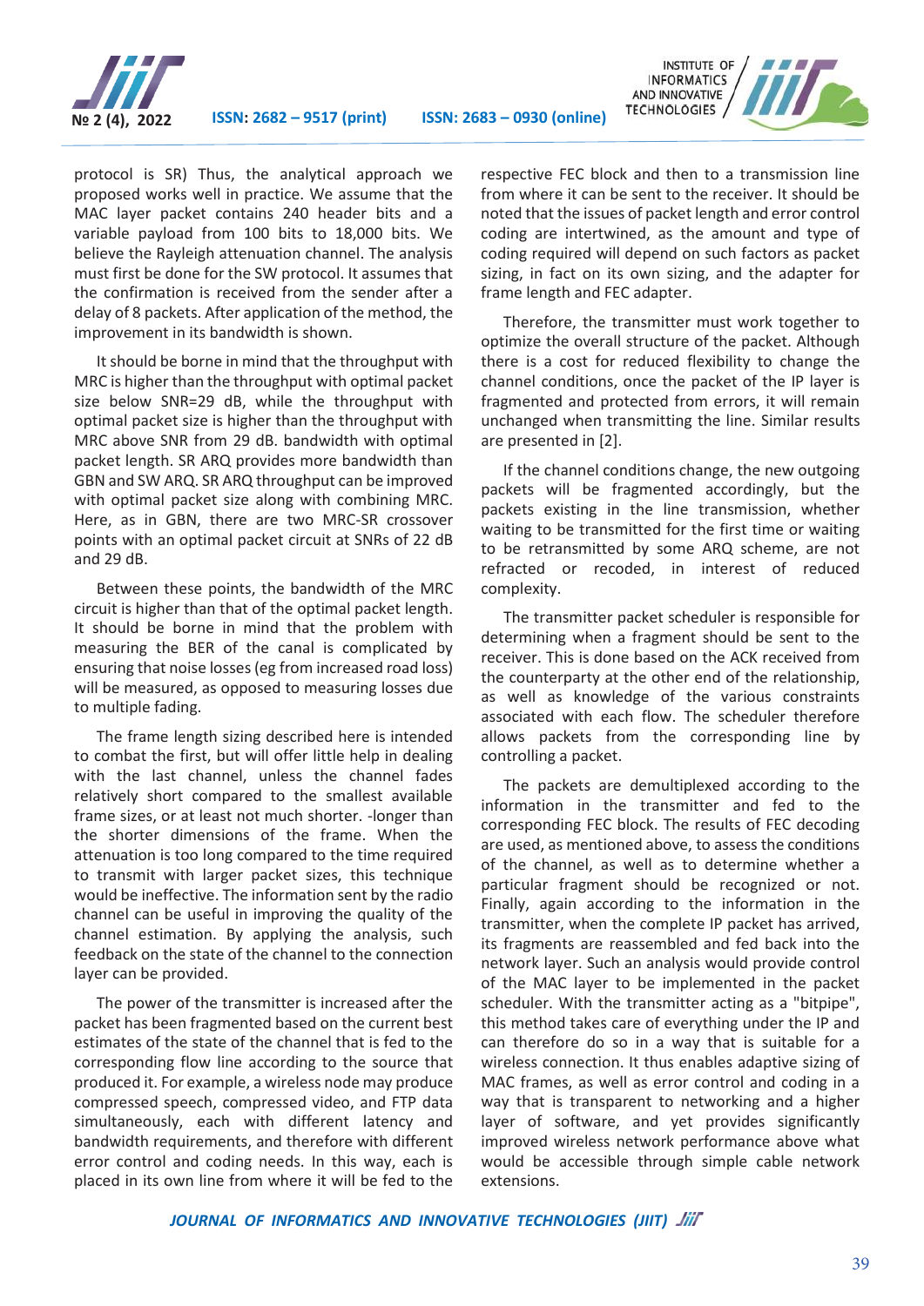protocol is SR) Thus, the analytical approach we proposed works well in practice. We assume that the MAC layer packet contains 240 header bits and a variable payload from 100 bits to 18,000 bits. We believe the Rayleigh attenuation channel. The analysis must first be done for the SW protocol. It assumes that the confirmation is received from the sender after a delay of 8 packets. After application of the method, the improvement in its bandwidth is shown.

It should be borne in mind that the throughput with MRC is higher than the throughput with optimal packet size below SNR=29 dB, while the throughput with optimal packet size is higher than the throughput with MRC above SNR from 29 dB. bandwidth with optimal packet length. SR ARQ provides more bandwidth than GBN and SW ARQ. SR ARQ throughput can be improved with optimal packet size along with combining MRC. Here, as in GBN, there are two MRC-SR crossover points with an optimal packet circuit at SNRs of 22 dB and 29 dB.

Between these points, the bandwidth of the MRC circuit is higher than that of the optimal packet length. It should be borne in mind that the problem with measuring the BER of the canal is complicated by ensuring that noise losses (eg from increased road loss) will be measured, as opposed to measuring losses due to multiple fading.

The frame length sizing described here is intended to combat the first, but will offer little help in dealing with the last channel, unless the channel fades relatively short compared to the smallest available frame sizes, or at least not much shorter. -longer than the shorter dimensions of the frame. When the attenuation is too long compared to the time required to transmit with larger packet sizes, this technique would be ineffective. The information sent by the radio channel can be useful in improving the quality of the channel estimation. By applying the analysis, such feedback on the state of the channel to the connection layer can be provided.

The power of the transmitter is increased after the packet has been fragmented based on the current best estimates of the state of the channel that is fed to the corresponding flow line according to the source that produced it. For example, a wireless node may produce compressed speech, compressed video, and FTP data simultaneously, each with different latency and bandwidth requirements, and therefore with different error control and coding needs. In this way, each is placed in its own line from where it will be fed to the respective FEC block and then to a transmission line from where it can be sent to the receiver. It should be noted that the issues of packet length and error control coding are intertwined, as the amount and type of coding required will depend on such factors as packet sizing, in fact on its own sizing, and the adapter for frame length and FEC adapter.

Therefore, the transmitter must work together to optimize the overall structure of the packet. Although there is a cost for reduced flexibility to change the channel conditions, once the packet of the IP layer is fragmented and protected from errors, it will remain unchanged when transmitting the line. Similar results are presented in [2].

If the channel conditions change, the new outgoing packets will be fragmented accordingly, but the packets existing in the line transmission, whether waiting to be transmitted for the first time or waiting to be retransmitted by some ARQ scheme, are not refracted or recoded, in interest of reduced complexity.

The transmitter packet scheduler is responsible for determining when a fragment should be sent to the receiver. This is done based on the ACK received from the counterparty at the other end of the relationship, as well as knowledge of the various constraints associated with each flow. The scheduler therefore allows packets from the corresponding line by controlling a packet.

The packets are demultiplexed according to the information in the transmitter and fed to the corresponding FEC block. The results of FEC decoding are used, as mentioned above, to assess the conditions of the channel, as well as to determine whether a particular fragment should be recognized or not. Finally, again according to the information in the transmitter, when the complete IP packet has arrived, its fragments are reassembled and fed back into the network layer. Such an analysis would provide control of the MAC layer to be implemented in the packet scheduler. With the transmitter acting as a "bitpipe", this method takes care of everything under the IP and can therefore do so in a way that is suitable for a wireless connection. It thus enables adaptive sizing of MAC frames, as well as error control and coding in a way that is transparent to networking and a higher layer of software, and yet provides significantly improved wireless network performance above what would be accessible through simple cable network extensions.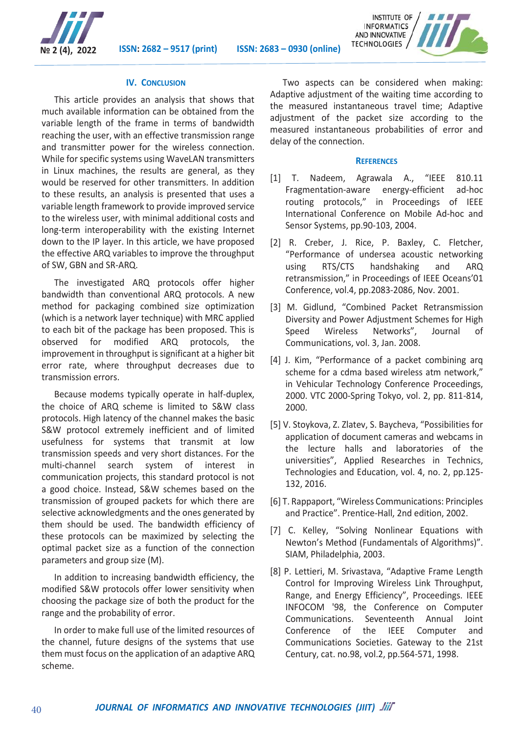## IV. Conclusion

This article provides an analysis that shows that much available information can be obtained from the variable length of the frame in terms of bandwidth reaching the user, with an effective transmission range and transmitter power for the wireless connection. While for specific systems using WaveLAN transmitters in Linux machines, the results are general, as they would be reserved for other transmitters. In addition to these results, an analysis is presented that uses a variable length framework to provide improved service to the wireless user, with minimal additional costs and long-term interoperability with the existing Internet down to the IP layer. In this article, we have proposed the effective ARQ variables to improve the throughput of SW, GBN and SR-ARQ.

The investigated ARQ protocols offer higher bandwidth than conventional ARQ protocols. A new method for packaging combined size optimization (which is a network layer technique) with MRC applied to each bit of the package has been proposed. This is observed for modified ARQ protocols, the improvement in throughput is significant at a higher bit error rate, where throughput decreases due to transmission errors.

Because modems typically operate in half-duplex, the choice of ARQ scheme is limited to S&W class protocols. High latency of the channel makes the basic S&W protocol extremely inefficient and of limited usefulness for systems that transmit at low transmission speeds and very short distances. For the multi-channel search system of interest in communication projects, this standard protocol is not a good choice. Instead, S&W schemes based on the transmission of grouped packets for which there are selective acknowledgments and the ones generated by them should be used. The bandwidth efficiency of these protocols can be maximized by selecting the optimal packet size as a function of the connection parameters and group size (M).

In addition to increasing bandwidth efficiency, the modified S&W protocols offer lower sensitivity when choosing the package size of both the product for the range and the probability of error.

In order to make full use of the limited resources of the channel, future designs of the systems that use them must focus on the application of an adaptive ARQ scheme.

Two aspects can be considered when making: Adaptive adjustment of the waiting time according to the measured instantaneous travel time; Adaptive adjustment of the packet size according to the measured instantaneous probabilities of error and delay of the connection.

## References

[1] T. Nadeem, Agrawala A., "IEEE 810.11 Fragmentation-aware energy-efficient ad-hoc routing protocols," in Proceedings of IEEE International Conference on Mobile Ad-hoc and Sensor Systems, pp.90-103, 2004.

[2] R. Creber, J. Rice, P. Baxley, C. Fletcher, "Performance of undersea acoustic networking using RTS/CTS handshaking and ARQ retransmission," in Proceedings of IEEE Oceans'01 Conference, vol.4, pp.2083-2086, Nov. 2001.

[3] M. Gidlund, "Combined Packet Retransmission Diversity and Power Adjustment Schemes for High Speed Wireless Networks", Journal of Communications, vol. 3, Jan. 2008.

[4] J. Kim, "Performance of a packet combining arq scheme for a cdma based wireless atm network," in Vehicular Technology Conference Proceedings, 2000. VTC 2000-Spring Tokyo, vol. 2, pp. 811-814, 2000.

[5] V. Stoykova, Z. Zlatev, S. Baycheva, "Possibilities for application of document cameras and webcams in the lecture halls and laboratories of the universities", Applied Researches in Technics, Technologies and Education, vol. 4, no. 2, pp.125-132, 2016.

[6] T. Rappaport, "Wireless Communications: Principles and Practice". Prentice-Hall, 2nd edition, 2002.

[7] C. Kelley, "Solving Nonlinear Equations with Newton's Method (Fundamentals of Algorithms)". SIAM, Philadelphia, 2003.

[8] P. Lettieri, M. Srivastava, "Adaptive Frame Length Control for Improving Wireless Link Throughput, Range, and Energy Efficiency", Proceedings. IEEE INFOCOM '98, the Conference on Computer Communications. Seventeenth Annual Joint Conference of the IEEE Computer and Communications Societies. Gateway to the 21st Century, cat. no.98, vol.2, pp.564-571, 1998.